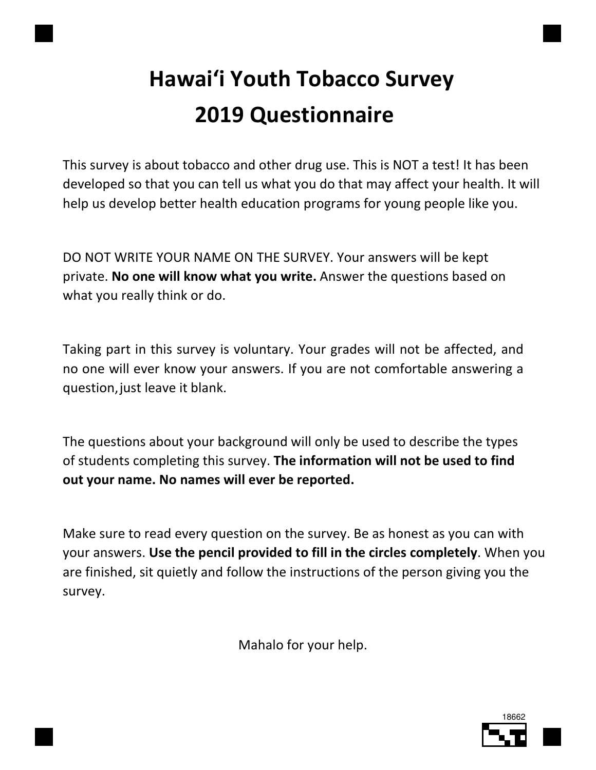# Hawaiʻi Youth Tobacco Survey
# 2019 Questionnaire

This survey is about tobacco and other drug use. This is NOT a test! It has been developed so that you can tell us what you do that may affect your health. It will help us develop better health education programs for young people like you.

DO NOT WRITE YOUR NAME ON THE SURVEY. Your answers will be kept private. **No one will know what you write.** Answer the questions based on what you really think or do.

Taking part in this survey is voluntary. Your grades will not be affected, and no one will ever know your answers. If you are not comfortable answering a question, just leave it blank.

The questions about your background will only be used to describe the types of students completing this survey. **The information will not be used to find out your name. No names will ever be reported.**

Make sure to read every question on the survey. Be as honest as you can with your answers. **Use the pencil provided to fill in the circles completely**. When you are finished, sit quietly and follow the instructions of the person giving you the survey.

Mahalo for your help.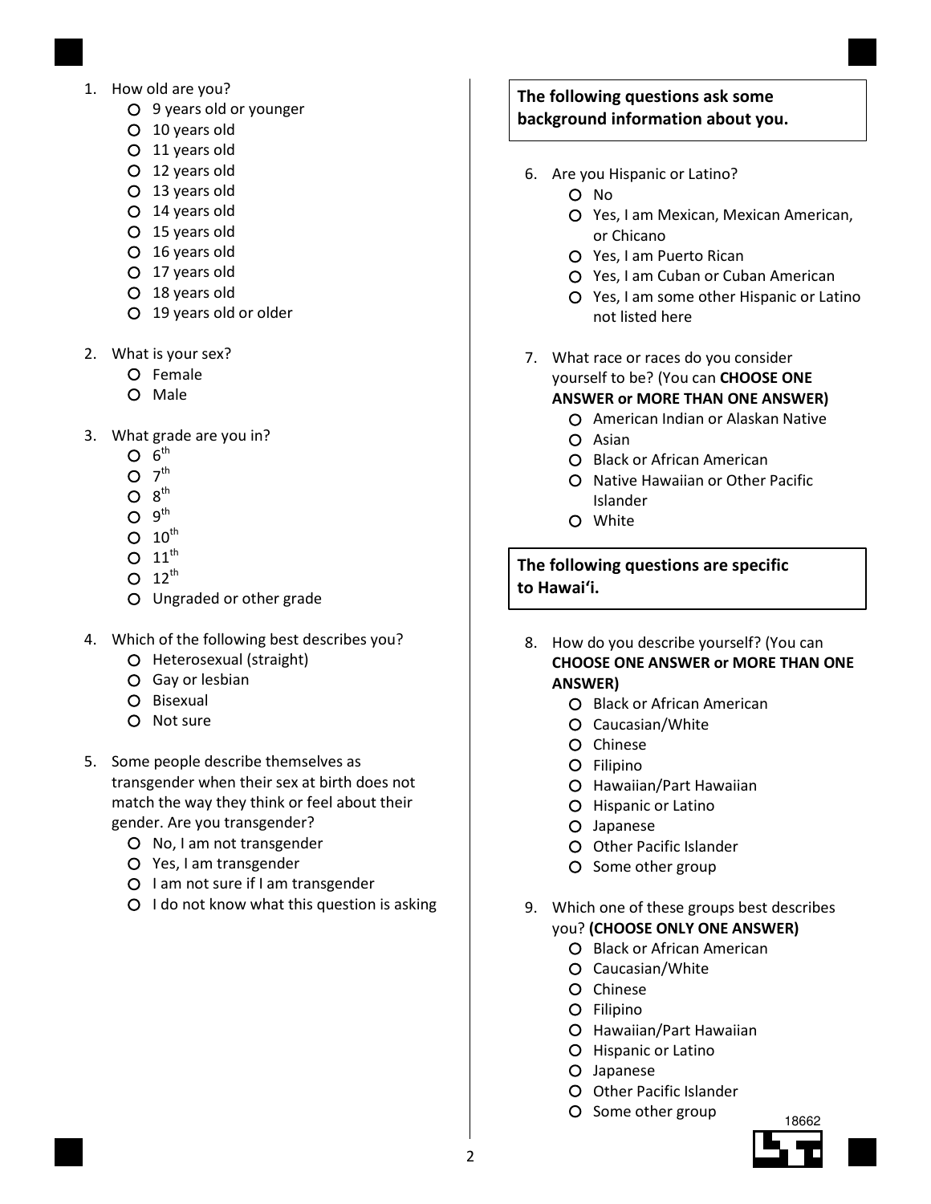1. How old are you?
   - 9 years old or younger
   - 10 years old
   - 11 years old
   - 12 years old
   - 13 years old
   - 14 years old
   - 15 years old
   - 16 years old
   - 17 years old
   - 18 years old
   - 19 years old or older

2. What is your sex?
   - Female
   - Male

3. What grade are you in?
   - 6th
   - 7th
   - 8th
   - 9th
   - 10th
   - 11th
   - 12th
   - Ungraded or other grade

4. Which of the following best describes you?
   - Heterosexual (straight)
   - Gay or lesbian
   - Bisexual
   - Not sure

5. Some people describe themselves as transgender when their sex at birth does not match the way they think or feel about their gender. Are you transgender?
   - No, I am not transgender
   - Yes, I am transgender
   - I am not sure if I am transgender
   - I do not know what this question is asking

**The following questions ask some background information about you.**

6. Are you Hispanic or Latino?
   - No
   - Yes, I am Mexican, Mexican American, or Chicano
   - Yes, I am Puerto Rican
   - Yes, I am Cuban or Cuban American
   - Yes, I am some other Hispanic or Latino not listed here

7. What race or races do you consider yourself to be? (You can **CHOOSE ONE ANSWER or MORE THAN ONE ANSWER)**
   - American Indian or Alaskan Native
   - Asian
   - Black or African American
   - Native Hawaiian or Other Pacific Islander
   - White

**The following questions are specific to Hawaiʻi.**

8. How do you describe yourself? (You can **CHOOSE ONE ANSWER or MORE THAN ONE ANSWER)**
   - Black or African American
   - Caucasian/White
   - Chinese
   - Filipino
   - Hawaiian/Part Hawaiian
   - Hispanic or Latino
   - Japanese
   - Other Pacific Islander
   - Some other group

9. Which one of these groups best describes you? **(CHOOSE ONLY ONE ANSWER)**
   - Black or African American
   - Caucasian/White
   - Chinese
   - Filipino
   - Hawaiian/Part Hawaiian
   - Hispanic or Latino
   - Japanese
   - Other Pacific Islander
   - Some other group

18662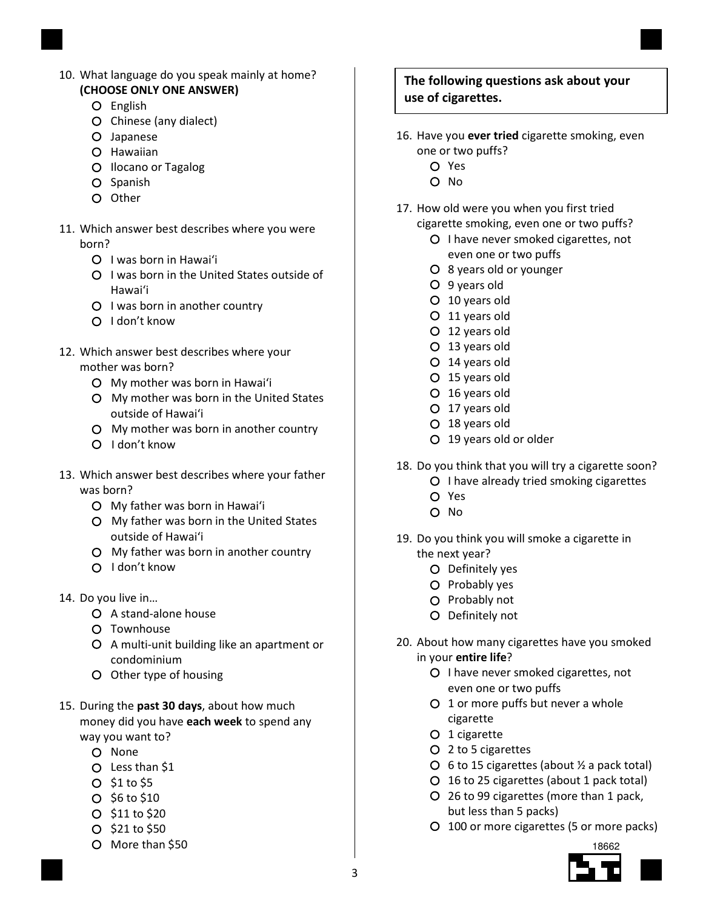10. What language do you speak mainly at home? **(CHOOSE ONLY ONE ANSWER)**
    - English
    - Chinese (any dialect)
    - Japanese
    - Hawaiian
    - Ilocano or Tagalog
    - Spanish
    - Other

11. Which answer best describes where you were born?
    - I was born in Hawaiʻi
    - I was born in the United States outside of Hawaiʻi
    - I was born in another country
    - I don't know

12. Which answer best describes where your mother was born?
    - My mother was born in Hawaiʻi
    - My mother was born in the United States outside of Hawaiʻi
    - My mother was born in another country
    - I don't know

13. Which answer best describes where your father was born?
    - My father was born in Hawaiʻi
    - My father was born in the United States outside of Hawaiʻi
    - My father was born in another country
    - I don't know

14. Do you live in…
    - A stand-alone house
    - Townhouse
    - A multi-unit building like an apartment or condominium
    - Other type of housing

15. During the **past 30 days**, about how much money did you have **each week** to spend any way you want to?
    - None
    - Less than $1
    - $1 to $5
    - $6 to $10
    - $11 to $20
    - $21 to $50
    - More than $50

**The following questions ask about your use of cigarettes.**

16. Have you **ever tried** cigarette smoking, even one or two puffs?
    - Yes
    - No

17. How old were you when you first tried cigarette smoking, even one or two puffs?
    - I have never smoked cigarettes, not even one or two puffs
    - 8 years old or younger
    - 9 years old
    - 10 years old
    - 11 years old
    - 12 years old
    - 13 years old
    - 14 years old
    - 15 years old
    - 16 years old
    - 17 years old
    - 18 years old
    - 19 years old or older

18. Do you think that you will try a cigarette soon?
    - I have already tried smoking cigarettes
    - Yes
    - No

19. Do you think you will smoke a cigarette in the next year?
    - Definitely yes
    - Probably yes
    - Probably not
    - Definitely not

20. About how many cigarettes have you smoked in your **entire life**?
    - I have never smoked cigarettes, not even one or two puffs
    - 1 or more puffs but never a whole cigarette
    - 1 cigarette
    - 2 to 5 cigarettes
    - 6 to 15 cigarettes (about ½ a pack total)
    - 16 to 25 cigarettes (about 1 pack total)
    - 26 to 99 cigarettes (more than 1 pack, but less than 5 packs)
    - 100 or more cigarettes (5 or more packs)

18662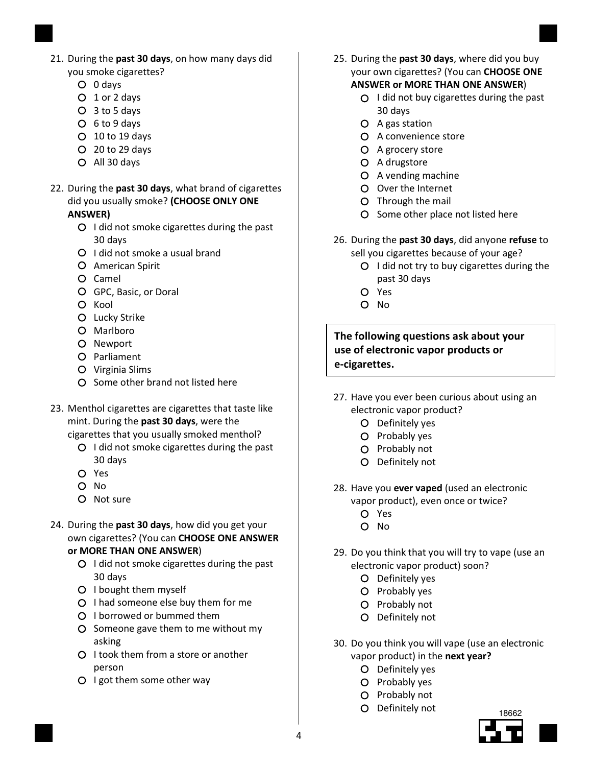21. During the **past 30 days**, on how many days did you smoke cigarettes?
    - 0 days
    - 1 or 2 days
    - 3 to 5 days
    - 6 to 9 days
    - 10 to 19 days
    - 20 to 29 days
    - All 30 days

22. During the **past 30 days**, what brand of cigarettes did you usually smoke? **(CHOOSE ONLY ONE ANSWER)**
    - I did not smoke cigarettes during the past 30 days
    - I did not smoke a usual brand
    - American Spirit
    - Camel
    - GPC, Basic, or Doral
    - Kool
    - Lucky Strike
    - Marlboro
    - Newport
    - Parliament
    - Virginia Slims
    - Some other brand not listed here

23. Menthol cigarettes are cigarettes that taste like mint. During the **past 30 days**, were the cigarettes that you usually smoked menthol?
    - I did not smoke cigarettes during the past 30 days
    - Yes
    - No
    - Not sure

24. During the **past 30 days**, how did you get your own cigarettes? (You can **CHOOSE ONE ANSWER or MORE THAN ONE ANSWER**)
    - I did not smoke cigarettes during the past 30 days
    - I bought them myself
    - I had someone else buy them for me
    - I borrowed or bummed them
    - Someone gave them to me without my asking
    - I took them from a store or another person
    - I got them some other way

25. During the **past 30 days**, where did you buy your own cigarettes? (You can **CHOOSE ONE ANSWER or MORE THAN ONE ANSWER**)
    - I did not buy cigarettes during the past 30 days
    - A gas station
    - A convenience store
    - A grocery store
    - A drugstore
    - A vending machine
    - Over the Internet
    - Through the mail
    - Some other place not listed here

26. During the **past 30 days**, did anyone **refuse** to sell you cigarettes because of your age?
    - I did not try to buy cigarettes during the past 30 days
    - Yes
    - No

**The following questions ask about your use of electronic vapor products or e-cigarettes.**

27. Have you ever been curious about using an electronic vapor product?
    - Definitely yes
    - Probably yes
    - Probably not
    - Definitely not

28. Have you **ever vaped** (used an electronic vapor product), even once or twice?
    - Yes
    - No

29. Do you think that you will try to vape (use an electronic vapor product) soon?
    - Definitely yes
    - Probably yes
    - Probably not
    - Definitely not

30. Do you think you will vape (use an electronic vapor product) in the **next year?**
    - Definitely yes
    - Probably yes
    - Probably not
    - Definitely not

18662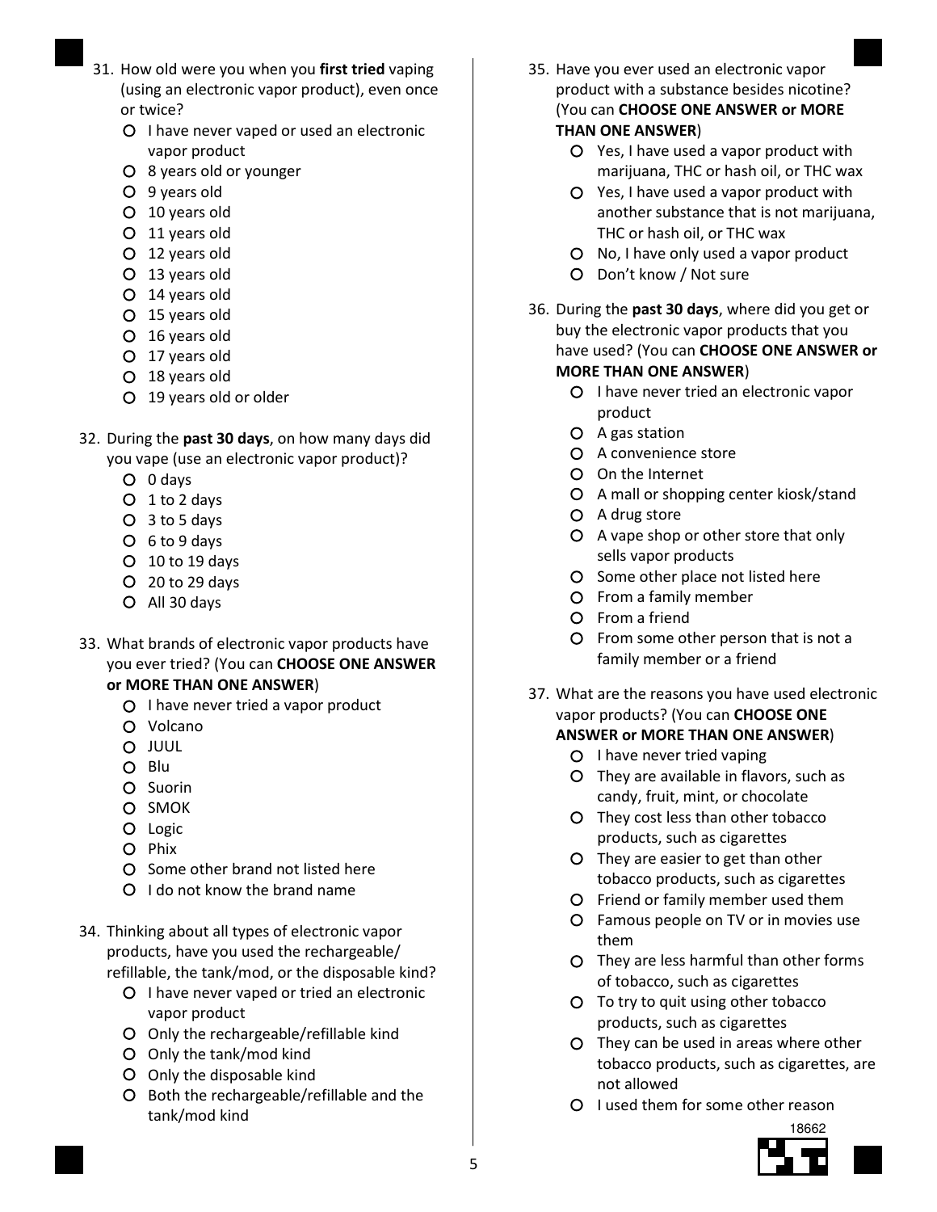31. How old were you when you **first tried** vaping (using an electronic vapor product), even once or twice?
    - I have never vaped or used an electronic vapor product
    - 8 years old or younger
    - 9 years old
    - 10 years old
    - 11 years old
    - 12 years old
    - 13 years old
    - 14 years old
    - 15 years old
    - 16 years old
    - 17 years old
    - 18 years old
    - 19 years old or older

32. During the **past 30 days**, on how many days did you vape (use an electronic vapor product)?
    - 0 days
    - 1 to 2 days
    - 3 to 5 days
    - 6 to 9 days
    - 10 to 19 days
    - 20 to 29 days
    - All 30 days

33. What brands of electronic vapor products have you ever tried? (You can **CHOOSE ONE ANSWER or MORE THAN ONE ANSWER**)
    - I have never tried a vapor product
    - Volcano
    - JUUL
    - Blu
    - Suorin
    - SMOK
    - Logic
    - Phix
    - Some other brand not listed here
    - I do not know the brand name

34. Thinking about all types of electronic vapor products, have you used the rechargeable/ refillable, the tank/mod, or the disposable kind?
    - I have never vaped or tried an electronic vapor product
    - Only the rechargeable/refillable kind
    - Only the tank/mod kind
    - Only the disposable kind
    - Both the rechargeable/refillable and the tank/mod kind

35. Have you ever used an electronic vapor product with a substance besides nicotine? (You can **CHOOSE ONE ANSWER or MORE THAN ONE ANSWER**)
    - Yes, I have used a vapor product with marijuana, THC or hash oil, or THC wax
    - Yes, I have used a vapor product with another substance that is not marijuana, THC or hash oil, or THC wax
    - No, I have only used a vapor product
    - Don't know / Not sure

36. During the **past 30 days**, where did you get or buy the electronic vapor products that you have used? (You can **CHOOSE ONE ANSWER or MORE THAN ONE ANSWER**)
    - I have never tried an electronic vapor product
    - A gas station
    - A convenience store
    - On the Internet
    - A mall or shopping center kiosk/stand
    - A drug store
    - A vape shop or other store that only sells vapor products
    - Some other place not listed here
    - From a family member
    - From a friend
    - From some other person that is not a family member or a friend

37. What are the reasons you have used electronic vapor products? (You can **CHOOSE ONE ANSWER or MORE THAN ONE ANSWER**)
    - I have never tried vaping
    - They are available in flavors, such as candy, fruit, mint, or chocolate
    - They cost less than other tobacco products, such as cigarettes
    - They are easier to get than other tobacco products, such as cigarettes
    - Friend or family member used them
    - Famous people on TV or in movies use them
    - They are less harmful than other forms of tobacco, such as cigarettes
    - To try to quit using other tobacco products, such as cigarettes
    - They can be used in areas where other tobacco products, such as cigarettes, are not allowed
    - I used them for some other reason

18662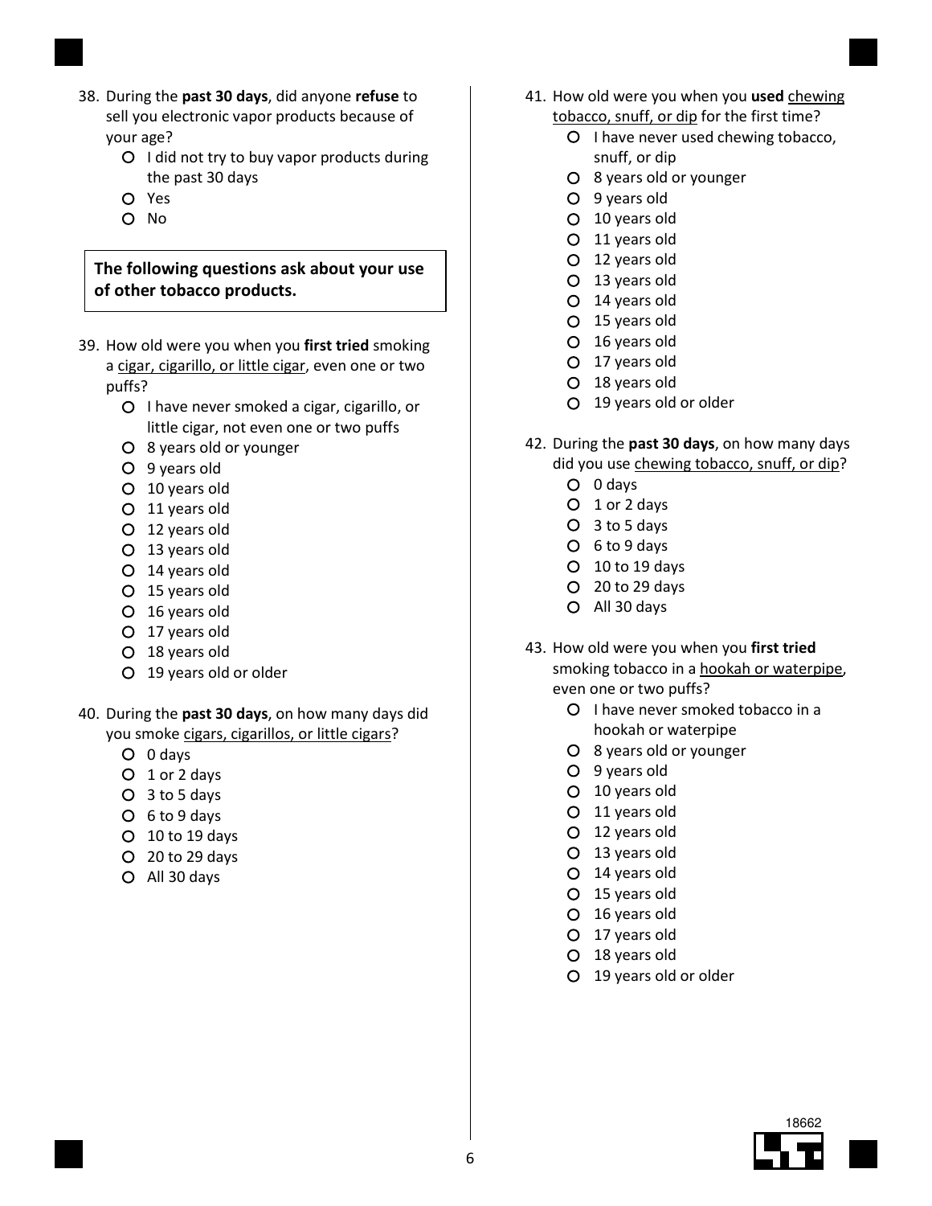38. During the **past 30 days**, did anyone **refuse** to sell you electronic vapor products because of your age?
    - I did not try to buy vapor products during the past 30 days
    - Yes
    - No

**The following questions ask about your use of other tobacco products.**

39. How old were you when you **first tried** smoking a cigar, cigarillo, or little cigar, even one or two puffs?
    - I have never smoked a cigar, cigarillo, or little cigar, not even one or two puffs
    - 8 years old or younger
    - 9 years old
    - 10 years old
    - 11 years old
    - 12 years old
    - 13 years old
    - 14 years old
    - 15 years old
    - 16 years old
    - 17 years old
    - 18 years old
    - 19 years old or older

40. During the **past 30 days**, on how many days did you smoke cigars, cigarillos, or little cigars?
    - 0 days
    - 1 or 2 days
    - 3 to 5 days
    - 6 to 9 days
    - 10 to 19 days
    - 20 to 29 days
    - All 30 days

41. How old were you when you **used** chewing tobacco, snuff, or dip for the first time?
    - I have never used chewing tobacco, snuff, or dip
    - 8 years old or younger
    - 9 years old
    - 10 years old
    - 11 years old
    - 12 years old
    - 13 years old
    - 14 years old
    - 15 years old
    - 16 years old
    - 17 years old
    - 18 years old
    - 19 years old or older

42. During the **past 30 days**, on how many days did you use chewing tobacco, snuff, or dip?
    - 0 days
    - 1 or 2 days
    - 3 to 5 days
    - 6 to 9 days
    - 10 to 19 days
    - 20 to 29 days
    - All 30 days

43. How old were you when you **first tried** smoking tobacco in a hookah or waterpipe, even one or two puffs?
    - I have never smoked tobacco in a hookah or waterpipe
    - 8 years old or younger
    - 9 years old
    - 10 years old
    - 11 years old
    - 12 years old
    - 13 years old
    - 14 years old
    - 15 years old
    - 16 years old
    - 17 years old
    - 18 years old
    - 19 years old or older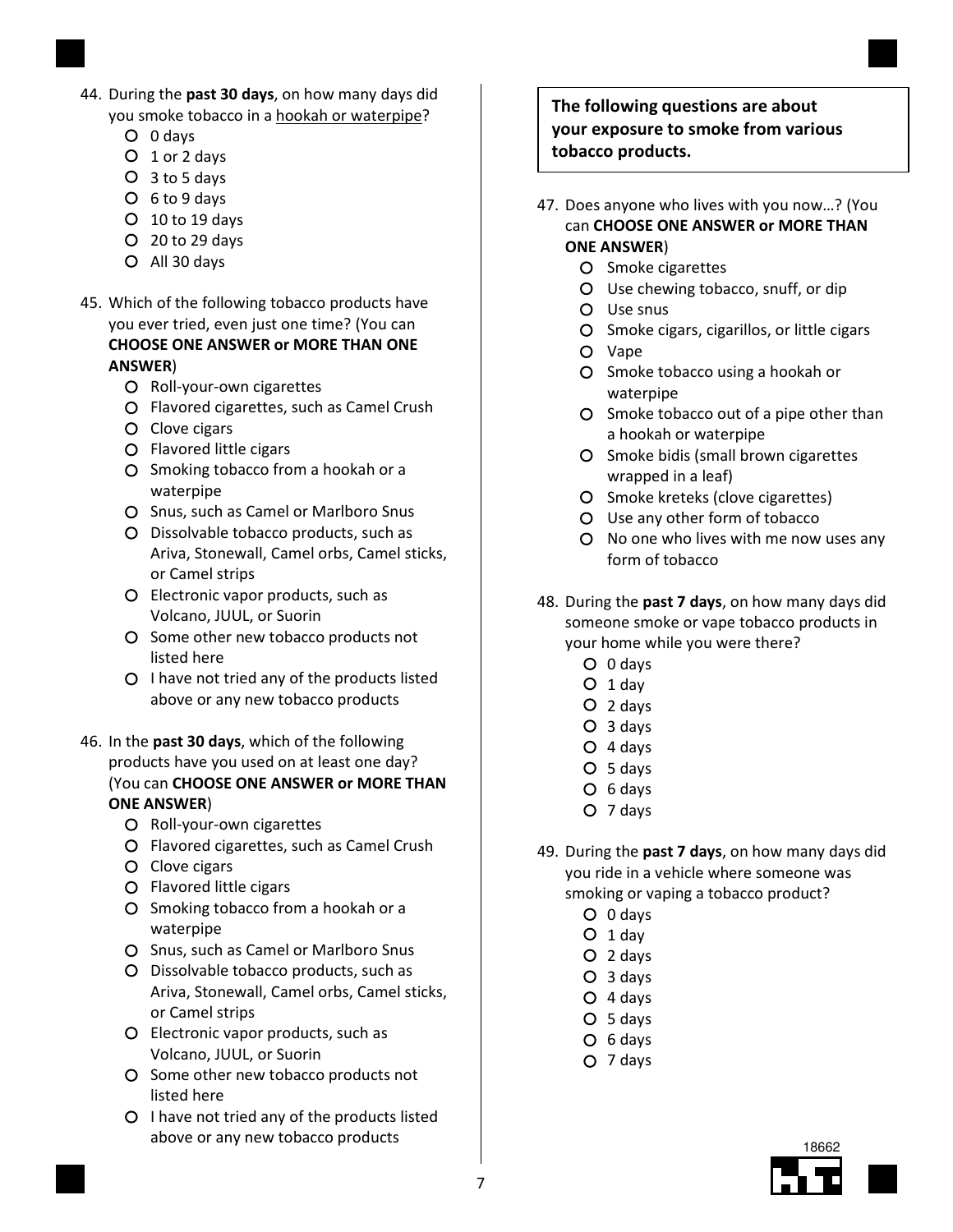44. During the **past 30 days**, on how many days did you smoke tobacco in a hookah or waterpipe?
    - 0 days
    - 1 or 2 days
    - 3 to 5 days
    - 6 to 9 days
    - 10 to 19 days
    - 20 to 29 days
    - All 30 days

45. Which of the following tobacco products have you ever tried, even just one time? (You can **CHOOSE ONE ANSWER or MORE THAN ONE ANSWER**)
    - Roll-your-own cigarettes
    - Flavored cigarettes, such as Camel Crush
    - Clove cigars
    - Flavored little cigars
    - Smoking tobacco from a hookah or a waterpipe
    - Snus, such as Camel or Marlboro Snus
    - Dissolvable tobacco products, such as Ariva, Stonewall, Camel orbs, Camel sticks, or Camel strips
    - Electronic vapor products, such as Volcano, JUUL, or Suorin
    - Some other new tobacco products not listed here
    - I have not tried any of the products listed above or any new tobacco products

46. In the **past 30 days**, which of the following products have you used on at least one day? (You can **CHOOSE ONE ANSWER or MORE THAN ONE ANSWER**)
    - Roll-your-own cigarettes
    - Flavored cigarettes, such as Camel Crush
    - Clove cigars
    - Flavored little cigars
    - Smoking tobacco from a hookah or a waterpipe
    - Snus, such as Camel or Marlboro Snus
    - Dissolvable tobacco products, such as Ariva, Stonewall, Camel orbs, Camel sticks, or Camel strips
    - Electronic vapor products, such as Volcano, JUUL, or Suorin
    - Some other new tobacco products not listed here
    - I have not tried any of the products listed above or any new tobacco products

**The following questions are about your exposure to smoke from various tobacco products.**

47. Does anyone who lives with you now…? (You can **CHOOSE ONE ANSWER or MORE THAN ONE ANSWER**)
    - Smoke cigarettes
    - Use chewing tobacco, snuff, or dip
    - Use snus
    - Smoke cigars, cigarillos, or little cigars
    - Vape
    - Smoke tobacco using a hookah or waterpipe
    - Smoke tobacco out of a pipe other than a hookah or waterpipe
    - Smoke bidis (small brown cigarettes wrapped in a leaf)
    - Smoke kreteks (clove cigarettes)
    - Use any other form of tobacco
    - No one who lives with me now uses any form of tobacco

48. During the **past 7 days**, on how many days did someone smoke or vape tobacco products in your home while you were there?
    - 0 days
    - 1 day
    - 2 days
    - 3 days
    - 4 days
    - 5 days
    - 6 days
    - 7 days

49. During the **past 7 days**, on how many days did you ride in a vehicle where someone was smoking or vaping a tobacco product?
    - 0 days
    - 1 day
    - 2 days
    - 3 days
    - 4 days
    - 5 days
    - 6 days
    - 7 days

18662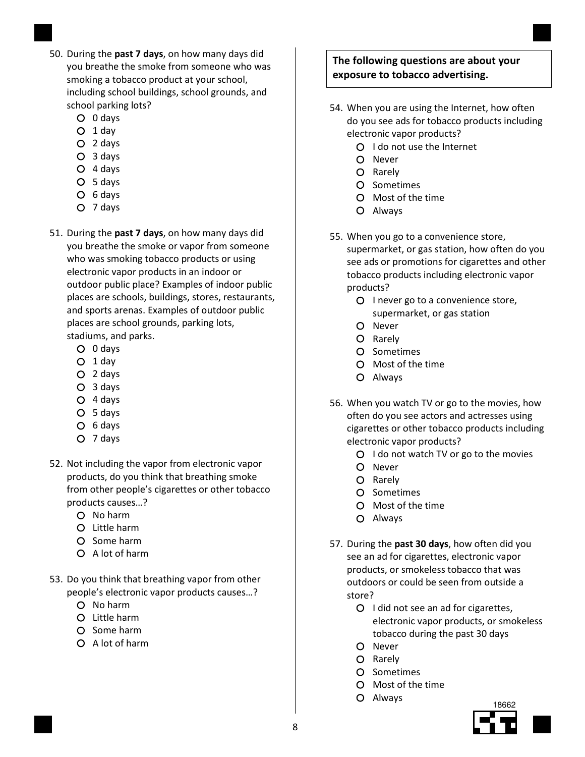50. During the **past 7 days**, on how many days did you breathe the smoke from someone who was smoking a tobacco product at your school, including school buildings, school grounds, and school parking lots?
    - 0 days
    - 1 day
    - 2 days
    - 3 days
    - 4 days
    - 5 days
    - 6 days
    - 7 days

51. During the **past 7 days**, on how many days did you breathe the smoke or vapor from someone who was smoking tobacco products or using electronic vapor products in an indoor or outdoor public place? Examples of indoor public places are schools, buildings, stores, restaurants, and sports arenas. Examples of outdoor public places are school grounds, parking lots, stadiums, and parks.
    - 0 days
    - 1 day
    - 2 days
    - 3 days
    - 4 days
    - 5 days
    - 6 days
    - 7 days

52. Not including the vapor from electronic vapor products, do you think that breathing smoke from other people's cigarettes or other tobacco products causes…?
    - No harm
    - Little harm
    - Some harm
    - A lot of harm

53. Do you think that breathing vapor from other people's electronic vapor products causes…?
    - No harm
    - Little harm
    - Some harm
    - A lot of harm

**The following questions are about your exposure to tobacco advertising.**

54. When you are using the Internet, how often do you see ads for tobacco products including electronic vapor products?
    - I do not use the Internet
    - Never
    - Rarely
    - Sometimes
    - Most of the time
    - Always

55. When you go to a convenience store, supermarket, or gas station, how often do you see ads or promotions for cigarettes and other tobacco products including electronic vapor products?
    - I never go to a convenience store, supermarket, or gas station
    - Never
    - Rarely
    - Sometimes
    - Most of the time
    - Always

56. When you watch TV or go to the movies, how often do you see actors and actresses using cigarettes or other tobacco products including electronic vapor products?
    - I do not watch TV or go to the movies
    - Never
    - Rarely
    - Sometimes
    - Most of the time
    - Always

57. During the **past 30 days**, how often did you see an ad for cigarettes, electronic vapor products, or smokeless tobacco that was outdoors or could be seen from outside a store?
    - I did not see an ad for cigarettes, electronic vapor products, or smokeless tobacco during the past 30 days
    - Never
    - Rarely
    - Sometimes
    - Most of the time
    - Always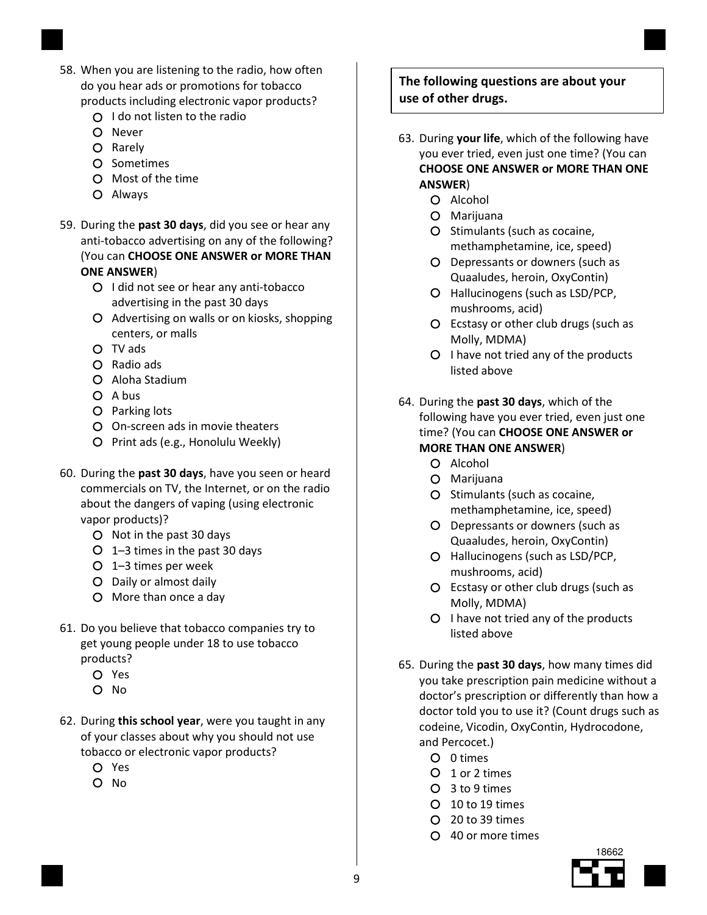58. When you are listening to the radio, how often do you hear ads or promotions for tobacco products including electronic vapor products?
    - I do not listen to the radio
    - Never
    - Rarely
    - Sometimes
    - Most of the time
    - Always

59. During the **past 30 days**, did you see or hear any anti-tobacco advertising on any of the following? (You can **CHOOSE ONE ANSWER or MORE THAN ONE ANSWER**)
    - I did not see or hear any anti-tobacco advertising in the past 30 days
    - Advertising on walls or on kiosks, shopping centers, or malls
    - TV ads
    - Radio ads
    - Aloha Stadium
    - A bus
    - Parking lots
    - On-screen ads in movie theaters
    - Print ads (e.g., Honolulu Weekly)

60. During the **past 30 days**, have you seen or heard commercials on TV, the Internet, or on the radio about the dangers of vaping (using electronic vapor products)?
    - Not in the past 30 days
    - 1–3 times in the past 30 days
    - 1–3 times per week
    - Daily or almost daily
    - More than once a day

61. Do you believe that tobacco companies try to get young people under 18 to use tobacco products?
    - Yes
    - No

62. During **this school year**, were you taught in any of your classes about why you should not use tobacco or electronic vapor products?
    - Yes
    - No

**The following questions are about your use of other drugs.**

63. During **your life**, which of the following have you ever tried, even just one time? (You can **CHOOSE ONE ANSWER or MORE THAN ONE ANSWER**)
    - Alcohol
    - Marijuana
    - Stimulants (such as cocaine, methamphetamine, ice, speed)
    - Depressants or downers (such as Quaaludes, heroin, OxyContin)
    - Hallucinogens (such as LSD/PCP, mushrooms, acid)
    - Ecstasy or other club drugs (such as Molly, MDMA)
    - I have not tried any of the products listed above

64. During the **past 30 days**, which of the following have you ever tried, even just one time? (You can **CHOOSE ONE ANSWER or MORE THAN ONE ANSWER**)
    - Alcohol
    - Marijuana
    - Stimulants (such as cocaine, methamphetamine, ice, speed)
    - Depressants or downers (such as Quaaludes, heroin, OxyContin)
    - Hallucinogens (such as LSD/PCP, mushrooms, acid)
    - Ecstasy or other club drugs (such as Molly, MDMA)
    - I have not tried any of the products listed above

65. During the **past 30 days**, how many times did you take prescription pain medicine without a doctor's prescription or differently than how a doctor told you to use it? (Count drugs such as codeine, Vicodin, OxyContin, Hydrocodone, and Percocet.)
    - 0 times
    - 1 or 2 times
    - 3 to 9 times
    - 10 to 19 times
    - 20 to 39 times
    - 40 or more times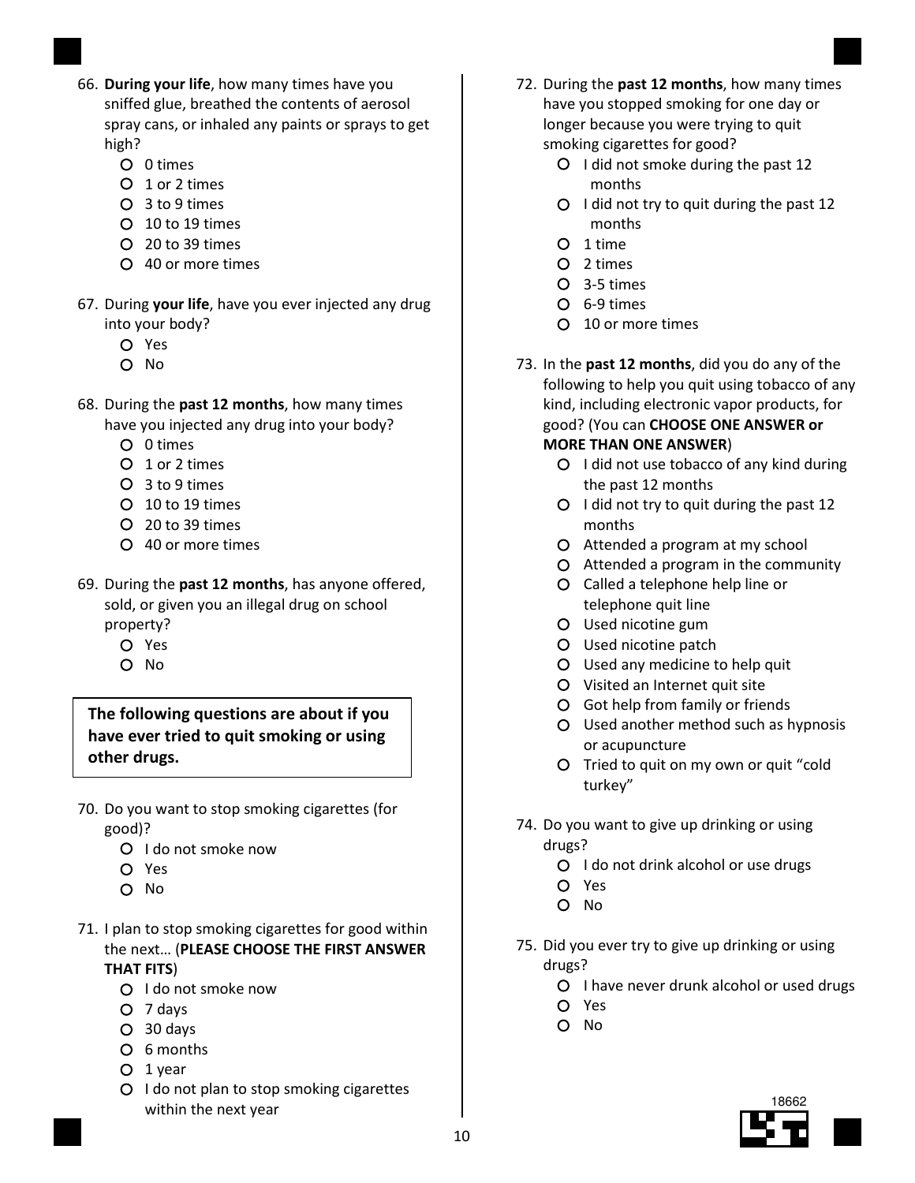66. **During your life**, how many times have you sniffed glue, breathed the contents of aerosol spray cans, or inhaled any paints or sprays to get high?
    - 0 times
    - 1 or 2 times
    - 3 to 9 times
    - 10 to 19 times
    - 20 to 39 times
    - 40 or more times

67. During **your life**, have you ever injected any drug into your body?
    - Yes
    - No

68. During the **past 12 months**, how many times have you injected any drug into your body?
    - 0 times
    - 1 or 2 times
    - 3 to 9 times
    - 10 to 19 times
    - 20 to 39 times
    - 40 or more times

69. During the **past 12 months**, has anyone offered, sold, or given you an illegal drug on school property?
    - Yes
    - No

**The following questions are about if you have ever tried to quit smoking or using other drugs.**

70. Do you want to stop smoking cigarettes (for good)?
    - I do not smoke now
    - Yes
    - No

71. I plan to stop smoking cigarettes for good within the next… (**PLEASE CHOOSE THE FIRST ANSWER THAT FITS**)
    - I do not smoke now
    - 7 days
    - 30 days
    - 6 months
    - 1 year
    - I do not plan to stop smoking cigarettes within the next year

72. During the **past 12 months**, how many times have you stopped smoking for one day or longer because you were trying to quit smoking cigarettes for good?
    - I did not smoke during the past 12 months
    - I did not try to quit during the past 12 months
    - 1 time
    - 2 times
    - 3-5 times
    - 6-9 times
    - 10 or more times

73. In the **past 12 months**, did you do any of the following to help you quit using tobacco of any kind, including electronic vapor products, for good? (You can **CHOOSE ONE ANSWER or MORE THAN ONE ANSWER**)
    - I did not use tobacco of any kind during the past 12 months
    - I did not try to quit during the past 12 months
    - Attended a program at my school
    - Attended a program in the community
    - Called a telephone help line or telephone quit line
    - Used nicotine gum
    - Used nicotine patch
    - Used any medicine to help quit
    - Visited an Internet quit site
    - Got help from family or friends
    - Used another method such as hypnosis or acupuncture
    - Tried to quit on my own or quit "cold turkey"

74. Do you want to give up drinking or using drugs?
    - I do not drink alcohol or use drugs
    - Yes
    - No

75. Did you ever try to give up drinking or using drugs?
    - I have never drunk alcohol or used drugs
    - Yes
    - No

18662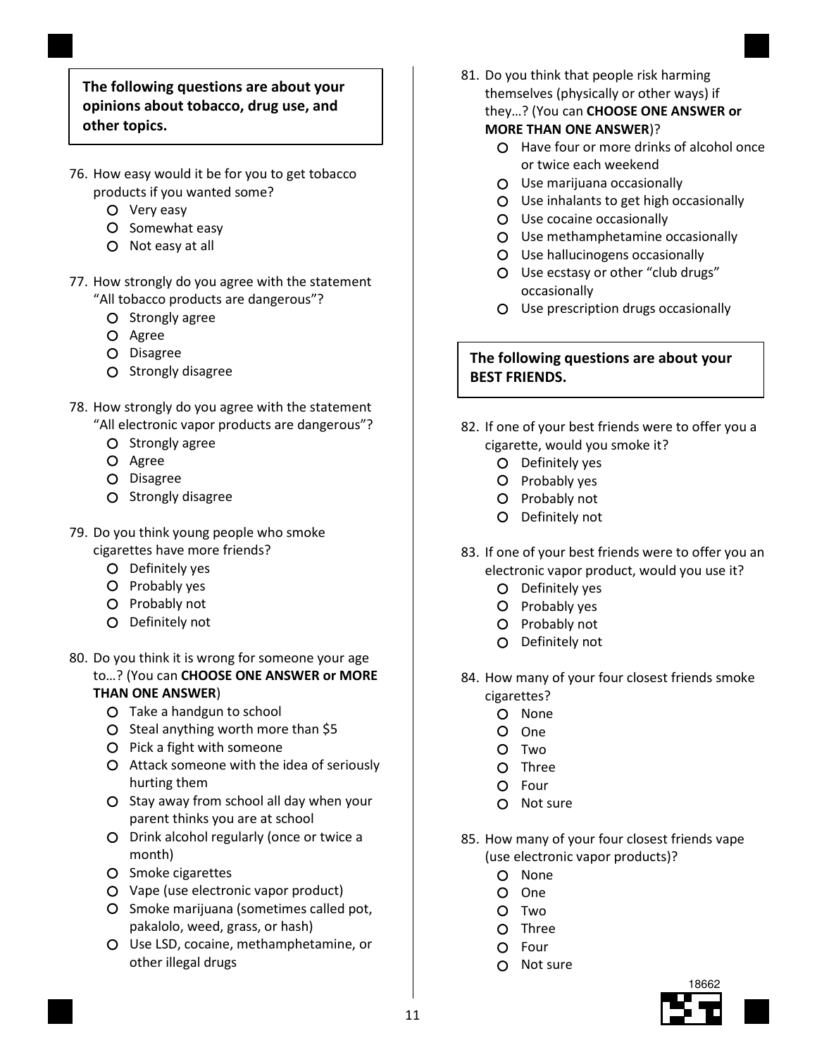**The following questions are about your opinions about tobacco, drug use, and other topics.**

76. How easy would it be for you to get tobacco products if you wanted some?
    - Very easy
    - Somewhat easy
    - Not easy at all

77. How strongly do you agree with the statement "All tobacco products are dangerous"?
    - Strongly agree
    - Agree
    - Disagree
    - Strongly disagree

78. How strongly do you agree with the statement "All electronic vapor products are dangerous"?
    - Strongly agree
    - Agree
    - Disagree
    - Strongly disagree

79. Do you think young people who smoke cigarettes have more friends?
    - Definitely yes
    - Probably yes
    - Probably not
    - Definitely not

80. Do you think it is wrong for someone your age to…? (You can **CHOOSE ONE ANSWER or MORE THAN ONE ANSWER**)
    - Take a handgun to school
    - Steal anything worth more than $5
    - Pick a fight with someone
    - Attack someone with the idea of seriously hurting them
    - Stay away from school all day when your parent thinks you are at school
    - Drink alcohol regularly (once or twice a month)
    - Smoke cigarettes
    - Vape (use electronic vapor product)
    - Smoke marijuana (sometimes called pot, pakalolo, weed, grass, or hash)
    - Use LSD, cocaine, methamphetamine, or other illegal drugs

81. Do you think that people risk harming themselves (physically or other ways) if they…? (You can **CHOOSE ONE ANSWER or MORE THAN ONE ANSWER**)?
    - Have four or more drinks of alcohol once or twice each weekend
    - Use marijuana occasionally
    - Use inhalants to get high occasionally
    - Use cocaine occasionally
    - Use methamphetamine occasionally
    - Use hallucinogens occasionally
    - Use ecstasy or other "club drugs" occasionally
    - Use prescription drugs occasionally

**The following questions are about your BEST FRIENDS.**

82. If one of your best friends were to offer you a cigarette, would you smoke it?
    - Definitely yes
    - Probably yes
    - Probably not
    - Definitely not

83. If one of your best friends were to offer you an electronic vapor product, would you use it?
    - Definitely yes
    - Probably yes
    - Probably not
    - Definitely not

84. How many of your four closest friends smoke cigarettes?
    - None
    - One
    - Two
    - Three
    - Four
    - Not sure

85. How many of your four closest friends vape (use electronic vapor products)?
    - None
    - One
    - Two
    - Three
    - Four
    - Not sure

18662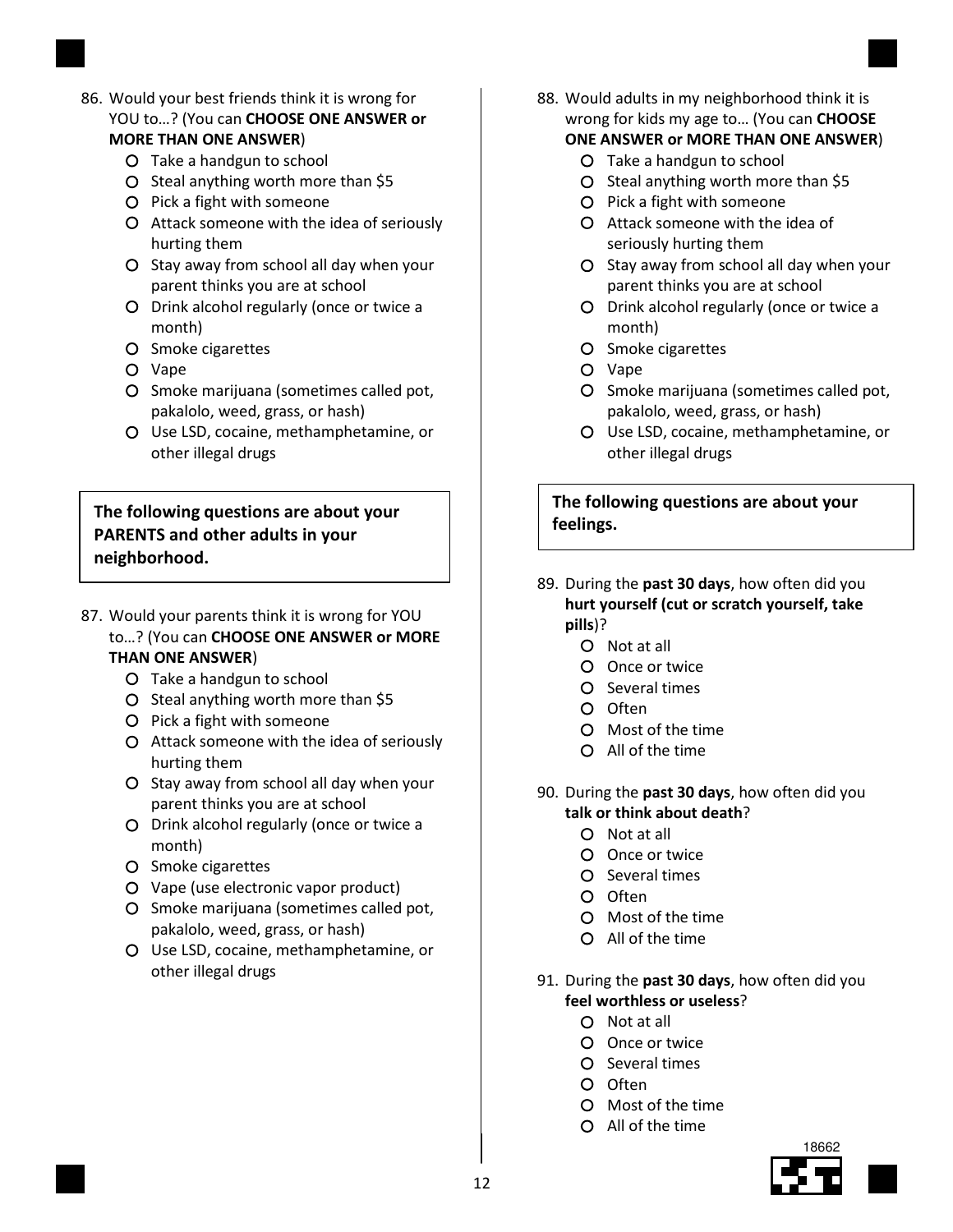86. Would your best friends think it is wrong for YOU to…? (You can **CHOOSE ONE ANSWER or MORE THAN ONE ANSWER**)
    - Take a handgun to school
    - Steal anything worth more than $5
    - Pick a fight with someone
    - Attack someone with the idea of seriously hurting them
    - Stay away from school all day when your parent thinks you are at school
    - Drink alcohol regularly (once or twice a month)
    - Smoke cigarettes
    - Vape
    - Smoke marijuana (sometimes called pot, pakalolo, weed, grass, or hash)
    - Use LSD, cocaine, methamphetamine, or other illegal drugs

**The following questions are about your PARENTS and other adults in your neighborhood.**

87. Would your parents think it is wrong for YOU to…? (You can **CHOOSE ONE ANSWER or MORE THAN ONE ANSWER**)
    - Take a handgun to school
    - Steal anything worth more than $5
    - Pick a fight with someone
    - Attack someone with the idea of seriously hurting them
    - Stay away from school all day when your parent thinks you are at school
    - Drink alcohol regularly (once or twice a month)
    - Smoke cigarettes
    - Vape (use electronic vapor product)
    - Smoke marijuana (sometimes called pot, pakalolo, weed, grass, or hash)
    - Use LSD, cocaine, methamphetamine, or other illegal drugs

88. Would adults in my neighborhood think it is wrong for kids my age to… (You can **CHOOSE ONE ANSWER or MORE THAN ONE ANSWER**)
    - Take a handgun to school
    - Steal anything worth more than $5
    - Pick a fight with someone
    - Attack someone with the idea of seriously hurting them
    - Stay away from school all day when your parent thinks you are at school
    - Drink alcohol regularly (once or twice a month)
    - Smoke cigarettes
    - Vape
    - Smoke marijuana (sometimes called pot, pakalolo, weed, grass, or hash)
    - Use LSD, cocaine, methamphetamine, or other illegal drugs

**The following questions are about your feelings.**

89. During the **past 30 days**, how often did you **hurt yourself (cut or scratch yourself, take pills**)?
    - Not at all
    - Once or twice
    - Several times
    - Often
    - Most of the time
    - All of the time

90. During the **past 30 days**, how often did you **talk or think about death**?
    - Not at all
    - Once or twice
    - Several times
    - Often
    - Most of the time
    - All of the time

91. During the **past 30 days**, how often did you **feel worthless or useless**?
    - Not at all
    - Once or twice
    - Several times
    - Often
    - Most of the time
    - All of the time

18662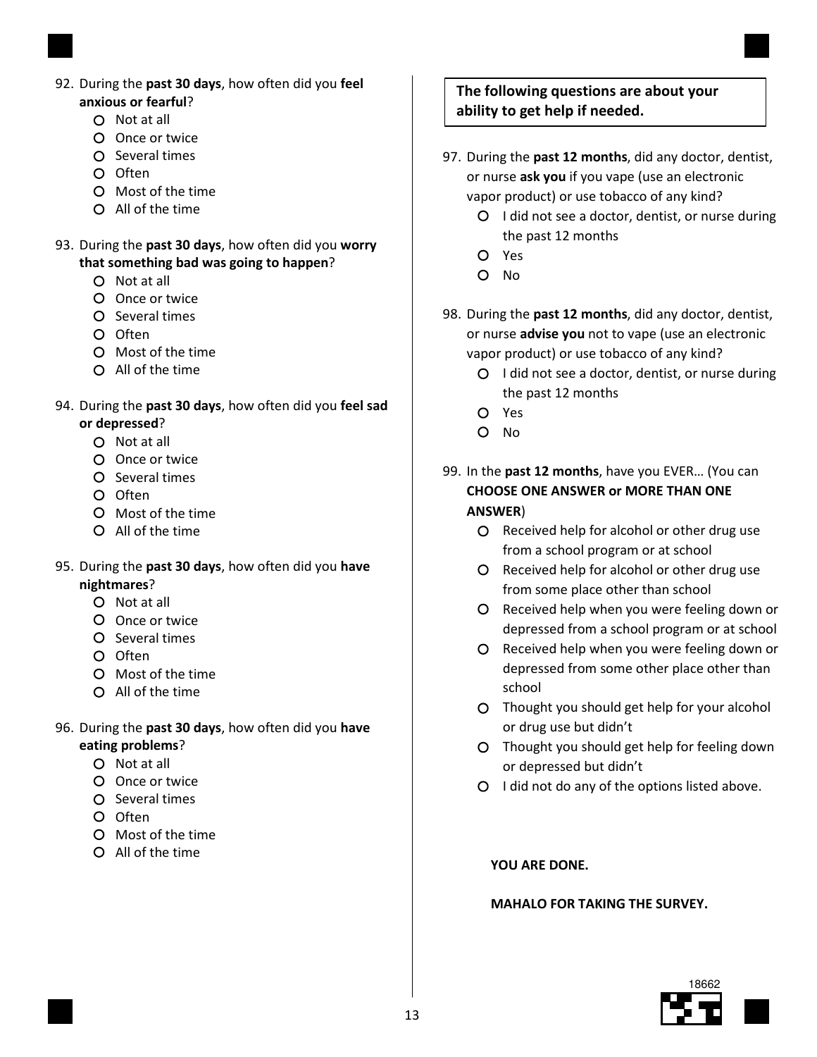92. During the **past 30 days**, how often did you **feel anxious or fearful**?
    - Not at all
    - Once or twice
    - Several times
    - Often
    - Most of the time
    - All of the time

93. During the **past 30 days**, how often did you **worry that something bad was going to happen**?
    - Not at all
    - Once or twice
    - Several times
    - Often
    - Most of the time
    - All of the time

94. During the **past 30 days**, how often did you **feel sad or depressed**?
    - Not at all
    - Once or twice
    - Several times
    - Often
    - Most of the time
    - All of the time

95. During the **past 30 days**, how often did you **have nightmares**?
    - Not at all
    - Once or twice
    - Several times
    - Often
    - Most of the time
    - All of the time

96. During the **past 30 days**, how often did you **have eating problems**?
    - Not at all
    - Once or twice
    - Several times
    - Often
    - Most of the time
    - All of the time

**The following questions are about your ability to get help if needed.**

97. During the **past 12 months**, did any doctor, dentist, or nurse **ask you** if you vape (use an electronic vapor product) or use tobacco of any kind?
    - I did not see a doctor, dentist, or nurse during the past 12 months
    - Yes
    - No

98. During the **past 12 months**, did any doctor, dentist, or nurse **advise you** not to vape (use an electronic vapor product) or use tobacco of any kind?
    - I did not see a doctor, dentist, or nurse during the past 12 months
    - Yes
    - No

99. In the **past 12 months**, have you EVER… (You can **CHOOSE ONE ANSWER or MORE THAN ONE ANSWER**)
    - Received help for alcohol or other drug use from a school program or at school
    - Received help for alcohol or other drug use from some place other than school
    - Received help when you were feeling down or depressed from a school program or at school
    - Received help when you were feeling down or depressed from some other place other than school
    - Thought you should get help for your alcohol or drug use but didn't
    - Thought you should get help for feeling down or depressed but didn't
    - I did not do any of the options listed above.

**YOU ARE DONE.**

**MAHALO FOR TAKING THE SURVEY.**

18662